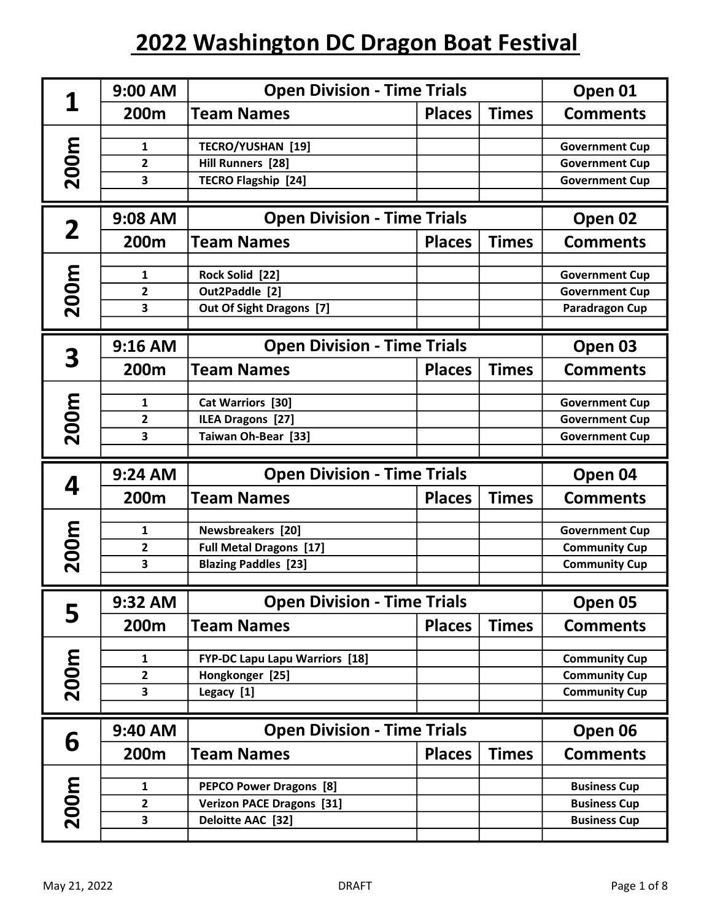# 2022 Washington DC Dragon Boat Festival

| 1 | 9:00 AM | Open Division - Time Trials | | | Open 01 |
|---|---|---|---|---|---|
| | 200m | Team Names | Places | Times | Comments |
| 200m | 1 | TECRO/YUSHAN [19] | | | Government Cup |
| | 2 | Hill Runners [28] | | | Government Cup |
| | 3 | TECRO Flagship [24] | | | Government Cup |

| 2 | 9:08 AM | Open Division - Time Trials | | | Open 02 |
|---|---|---|---|---|---|
| | 200m | Team Names | Places | Times | Comments |
| 200m | 1 | Rock Solid [22] | | | Government Cup |
| | 2 | Out2Paddle [2] | | | Government Cup |
| | 3 | Out Of Sight Dragons [7] | | | Paradragon Cup |

| 3 | 9:16 AM | Open Division - Time Trials | | | Open 03 |
|---|---|---|---|---|---|
| | 200m | Team Names | Places | Times | Comments |
| 200m | 1 | Cat Warriors [30] | | | Government Cup |
| | 2 | ILEA Dragons [27] | | | Government Cup |
| | 3 | Taiwan Oh-Bear [33] | | | Government Cup |

| 4 | 9:24 AM | Open Division - Time Trials | | | Open 04 |
|---|---|---|---|---|---|
| | 200m | Team Names | Places | Times | Comments |
| 200m | 1 | Newsbreakers [20] | | | Government Cup |
| | 2 | Full Metal Dragons [17] | | | Community Cup |
| | 3 | Blazing Paddles [23] | | | Community Cup |

| 5 | 9:32 AM | Open Division - Time Trials | | | Open 05 |
|---|---|---|---|---|---|
| | 200m | Team Names | Places | Times | Comments |
| 200m | 1 | FYP-DC Lapu Lapu Warriors [18] | | | Community Cup |
| | 2 | Hongkonger [25] | | | Community Cup |
| | 3 | Legacy [1] | | | Community Cup |

| 6 | 9:40 AM | Open Division - Time Trials | | | Open 06 |
|---|---|---|---|---|---|
| | 200m | Team Names | Places | Times | Comments |
| 200m | 1 | PEPCO Power Dragons [8] | | | Business Cup |
| | 2 | Verizon PACE Dragons [31] | | | Business Cup |
| | 3 | Deloitte AAC [32] | | | Business Cup |

May 21, 2022 DRAFT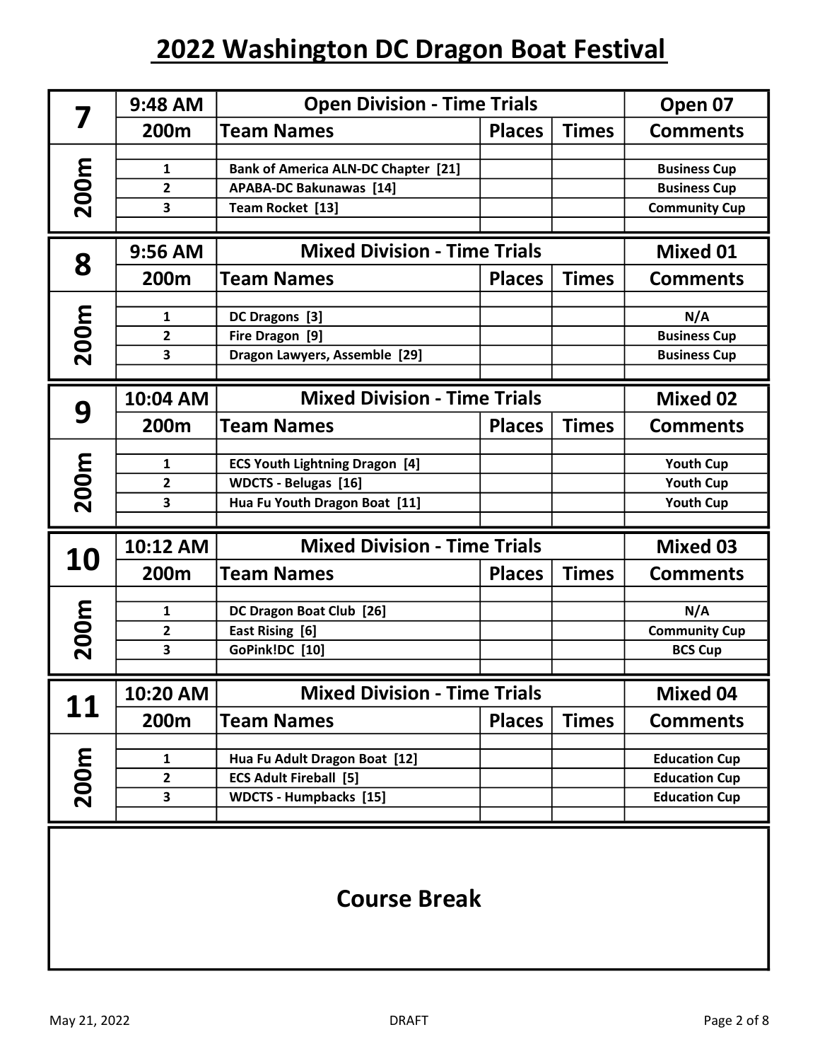# 2022 Washington DC Dragon Boat Festival

| 7 | 9:48 AM | Open Division - Time Trials | | | Open 07 |
|---|---|---|---|---|---|
| | 200m | Team Names | Places | Times | Comments |
| 200m | 1 | Bank of America ALN-DC Chapter [21] | | | Business Cup |
| | 2 | APABA-DC Bakunawas [14] | | | Business Cup |
| | 3 | Team Rocket [13] | | | Community Cup |

| 8 | 9:56 AM | Mixed Division - Time Trials | | | Mixed 01 |
|---|---|---|---|---|---|
| | 200m | Team Names | Places | Times | Comments |
| 200m | 1 | DC Dragons [3] | | | N/A |
| | 2 | Fire Dragon [9] | | | Business Cup |
| | 3 | Dragon Lawyers, Assemble [29] | | | Business Cup |

| 9 | 10:04 AM | Mixed Division - Time Trials | | | Mixed 02 |
|---|---|---|---|---|---|
| | 200m | Team Names | Places | Times | Comments |
| 200m | 1 | ECS Youth Lightning Dragon [4] | | | Youth Cup |
| | 2 | WDCTS - Belugas [16] | | | Youth Cup |
| | 3 | Hua Fu Youth Dragon Boat [11] | | | Youth Cup |

| 10 | 10:12 AM | Mixed Division - Time Trials | | | Mixed 03 |
|---|---|---|---|---|---|
| | 200m | Team Names | Places | Times | Comments |
| 200m | 1 | DC Dragon Boat Club [26] | | | N/A |
| | 2 | East Rising [6] | | | Community Cup |
| | 3 | GoPink!DC [10] | | | BCS Cup |

| 11 | 10:20 AM | Mixed Division - Time Trials | | | Mixed 04 |
|---|---|---|---|---|---|
| | 200m | Team Names | Places | Times | Comments |
| 200m | 1 | Hua Fu Adult Dragon Boat [12] | | | Education Cup |
| | 2 | ECS Adult Fireball [5] | | | Education Cup |
| | 3 | WDCTS - Humpbacks [15] | | | Education Cup |

**Course Break**

May 21, 2022 DRAFT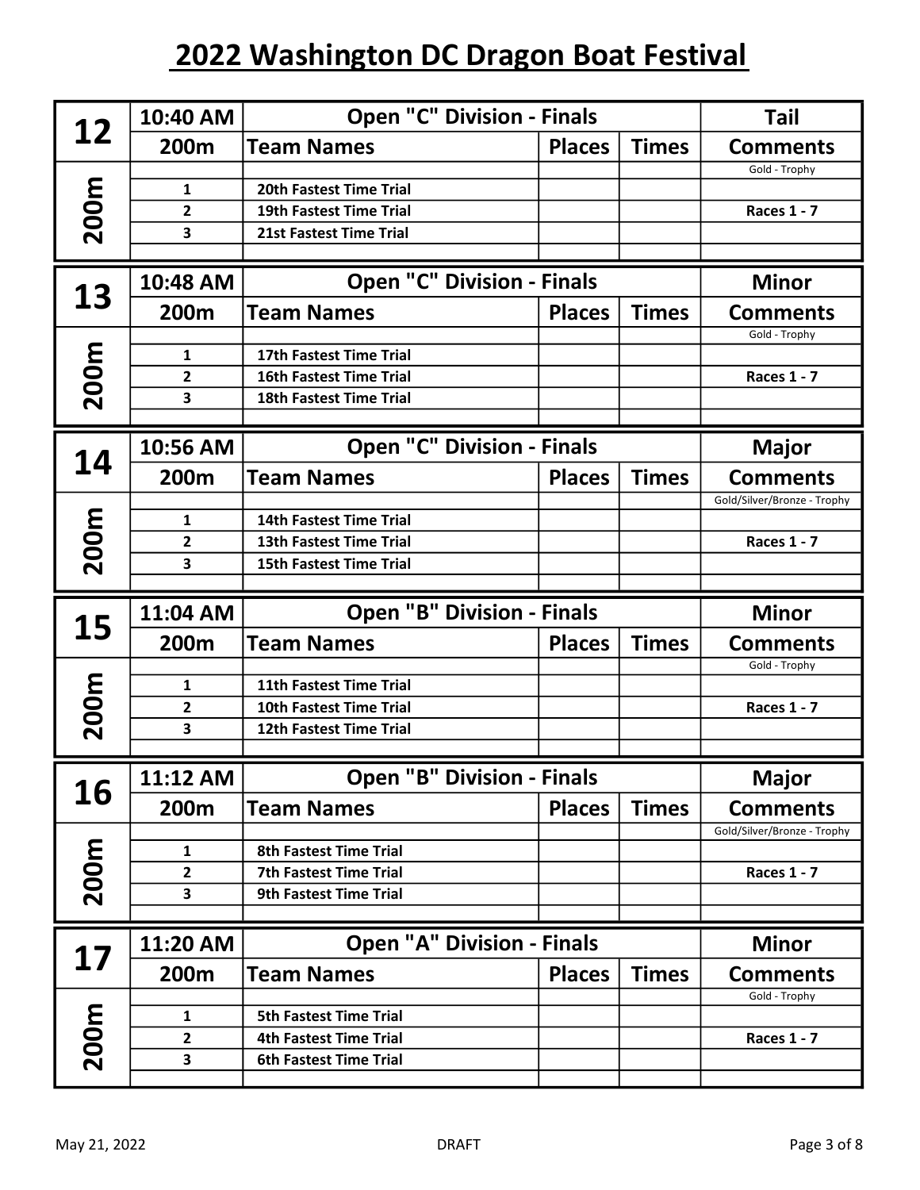# 2022 Washington DC Dragon Boat Festival

| 12 | 10:40 AM | Open "C" Division - Finals | | | Tail |
|---|---|---|---|---|---|
| | 200m | Team Names | Places | Times | Comments |
| 200m | | | | | Gold - Trophy |
| | 1 | 20th Fastest Time Trial | | | |
| | 2 | 19th Fastest Time Trial | | | Races 1 - 7 |
| | 3 | 21st Fastest Time Trial | | | |
| | | | | | |

| 13 | 10:48 AM | Open "C" Division - Finals | | | Minor |
|---|---|---|---|---|---|
| | 200m | Team Names | Places | Times | Comments |
| 200m | | | | | Gold - Trophy |
| | 1 | 17th Fastest Time Trial | | | |
| | 2 | 16th Fastest Time Trial | | | Races 1 - 7 |
| | 3 | 18th Fastest Time Trial | | | |
| | | | | | |

| 14 | 10:56 AM | Open "C" Division - Finals | | | Major |
|---|---|---|---|---|---|
| | 200m | Team Names | Places | Times | Comments |
| 200m | | | | | Gold/Silver/Bronze - Trophy |
| | 1 | 14th Fastest Time Trial | | | |
| | 2 | 13th Fastest Time Trial | | | Races 1 - 7 |
| | 3 | 15th Fastest Time Trial | | | |
| | | | | | |

| 15 | 11:04 AM | Open "B" Division - Finals | | | Minor |
|---|---|---|---|---|---|
| | 200m | Team Names | Places | Times | Comments |
| 200m | | | | | Gold - Trophy |
| | 1 | 11th Fastest Time Trial | | | |
| | 2 | 10th Fastest Time Trial | | | Races 1 - 7 |
| | 3 | 12th Fastest Time Trial | | | |
| | | | | | |

| 16 | 11:12 AM | Open "B" Division - Finals | | | Major |
|---|---|---|---|---|---|
| | 200m | Team Names | Places | Times | Comments |
| 200m | | | | | Gold/Silver/Bronze - Trophy |
| | 1 | 8th Fastest Time Trial | | | |
| | 2 | 7th Fastest Time Trial | | | Races 1 - 7 |
| | 3 | 9th Fastest Time Trial | | | |
| | | | | | |

| 17 | 11:20 AM | Open "A" Division - Finals | | | Minor |
|---|---|---|---|---|---|
| | 200m | Team Names | Places | Times | Comments |
| 200m | | | | | Gold - Trophy |
| | 1 | 5th Fastest Time Trial | | | |
| | 2 | 4th Fastest Time Trial | | | Races 1 - 7 |
| | 3 | 6th Fastest Time Trial | | | |
| | | | | | |

May 21, 2022 DRAFT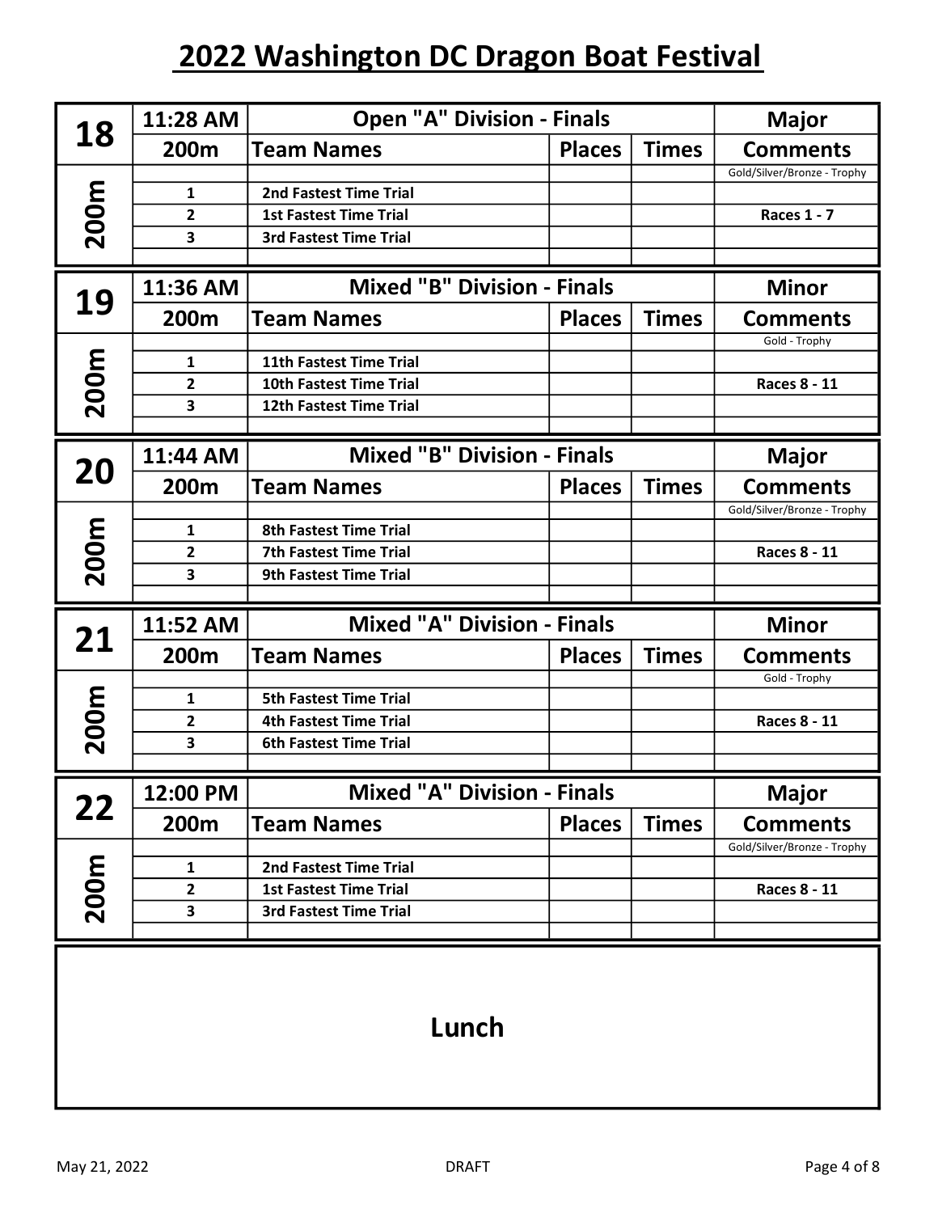# 2022 Washington DC Dragon Boat Festival

| 18 | 11:28 AM | Open "A" Division - Finals | | | Major |
|---|---|---|---|---|---|
| | 200m | Team Names | Places | Times | Comments |
| 200m | | | | | Gold/Silver/Bronze - Trophy |
| | 1 | 2nd Fastest Time Trial | | | |
| | 2 | 1st Fastest Time Trial | | | Races 1 - 7 |
| | 3 | 3rd Fastest Time Trial | | | |

| 19 | 11:36 AM | Mixed "B" Division - Finals | | | Minor |
|---|---|---|---|---|---|
| | 200m | Team Names | Places | Times | Comments |
| 200m | | | | | Gold - Trophy |
| | 1 | 11th Fastest Time Trial | | | |
| | 2 | 10th Fastest Time Trial | | | Races 8 - 11 |
| | 3 | 12th Fastest Time Trial | | | |

| 20 | 11:44 AM | Mixed "B" Division - Finals | | | Major |
|---|---|---|---|---|---|
| | 200m | Team Names | Places | Times | Comments |
| 200m | | | | | Gold/Silver/Bronze - Trophy |
| | 1 | 8th Fastest Time Trial | | | |
| | 2 | 7th Fastest Time Trial | | | Races 8 - 11 |
| | 3 | 9th Fastest Time Trial | | | |

| 21 | 11:52 AM | Mixed "A" Division - Finals | | | Minor |
|---|---|---|---|---|---|
| | 200m | Team Names | Places | Times | Comments |
| 200m | | | | | Gold - Trophy |
| | 1 | 5th Fastest Time Trial | | | |
| | 2 | 4th Fastest Time Trial | | | Races 8 - 11 |
| | 3 | 6th Fastest Time Trial | | | |

| 22 | 12:00 PM | Mixed "A" Division - Finals | | | Major |
|---|---|---|---|---|---|
| | 200m | Team Names | Places | Times | Comments |
| 200m | | | | | Gold/Silver/Bronze - Trophy |
| | 1 | 2nd Fastest Time Trial | | | |
| | 2 | 1st Fastest Time Trial | | | Races 8 - 11 |
| | 3 | 3rd Fastest Time Trial | | | |

**Lunch**

May 21, 2022 DRAFT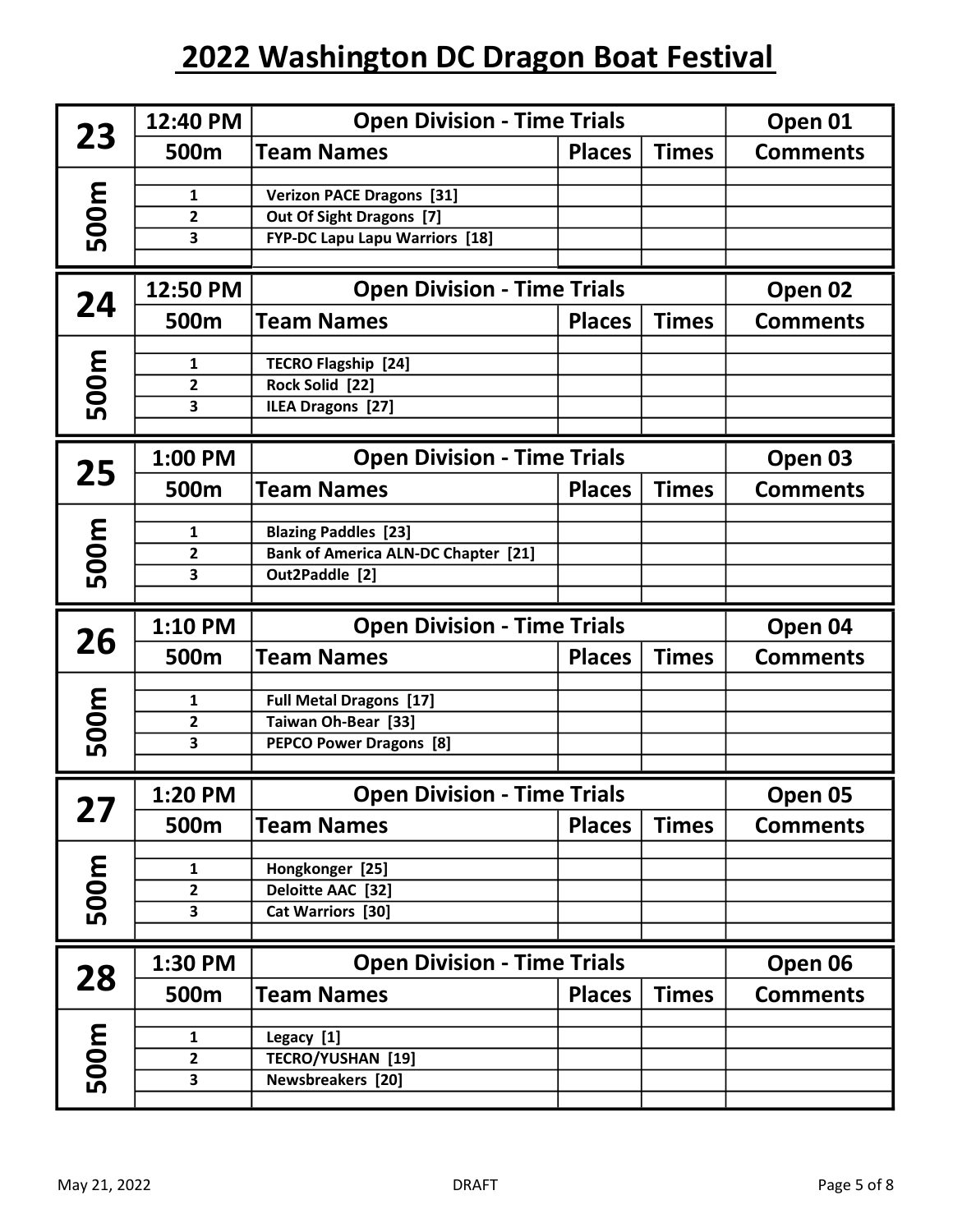# 2022 Washington DC Dragon Boat Festival

| 23 | 12:40 PM | Open Division - Time Trials | | | Open 01 |
|---|---|---|---|---|---|
| | 500m | Team Names | Places | Times | Comments |
| 500m | | | | | |
| | 1 | Verizon PACE Dragons [31] | | | |
| | 2 | Out Of Sight Dragons [7] | | | |
| | 3 | FYP-DC Lapu Lapu Warriors [18] | | | |
| | | | | | |

| 24 | 12:50 PM | Open Division - Time Trials | | | Open 02 |
|---|---|---|---|---|---|
| | 500m | Team Names | Places | Times | Comments |
| 500m | | | | | |
| | 1 | TECRO Flagship [24] | | | |
| | 2 | Rock Solid [22] | | | |
| | 3 | ILEA Dragons [27] | | | |
| | | | | | |

| 25 | 1:00 PM | Open Division - Time Trials | | | Open 03 |
|---|---|---|---|---|---|
| | 500m | Team Names | Places | Times | Comments |
| 500m | | | | | |
| | 1 | Blazing Paddles [23] | | | |
| | 2 | Bank of America ALN-DC Chapter [21] | | | |
| | 3 | Out2Paddle [2] | | | |
| | | | | | |

| 26 | 1:10 PM | Open Division - Time Trials | | | Open 04 |
|---|---|---|---|---|---|
| | 500m | Team Names | Places | Times | Comments |
| 500m | | | | | |
| | 1 | Full Metal Dragons [17] | | | |
| | 2 | Taiwan Oh-Bear [33] | | | |
| | 3 | PEPCO Power Dragons [8] | | | |
| | | | | | |

| 27 | 1:20 PM | Open Division - Time Trials | | | Open 05 |
|---|---|---|---|---|---|
| | 500m | Team Names | Places | Times | Comments |
| 500m | | | | | |
| | 1 | Hongkonger [25] | | | |
| | 2 | Deloitte AAC [32] | | | |
| | 3 | Cat Warriors [30] | | | |
| | | | | | |

| 28 | 1:30 PM | Open Division - Time Trials | | | Open 06 |
|---|---|---|---|---|---|
| | 500m | Team Names | Places | Times | Comments |
| 500m | | | | | |
| | 1 | Legacy [1] | | | |
| | 2 | TECRO/YUSHAN [19] | | | |
| | 3 | Newsbreakers [20] | | | |
| | | | | | |

May 21, 2022 DRAFT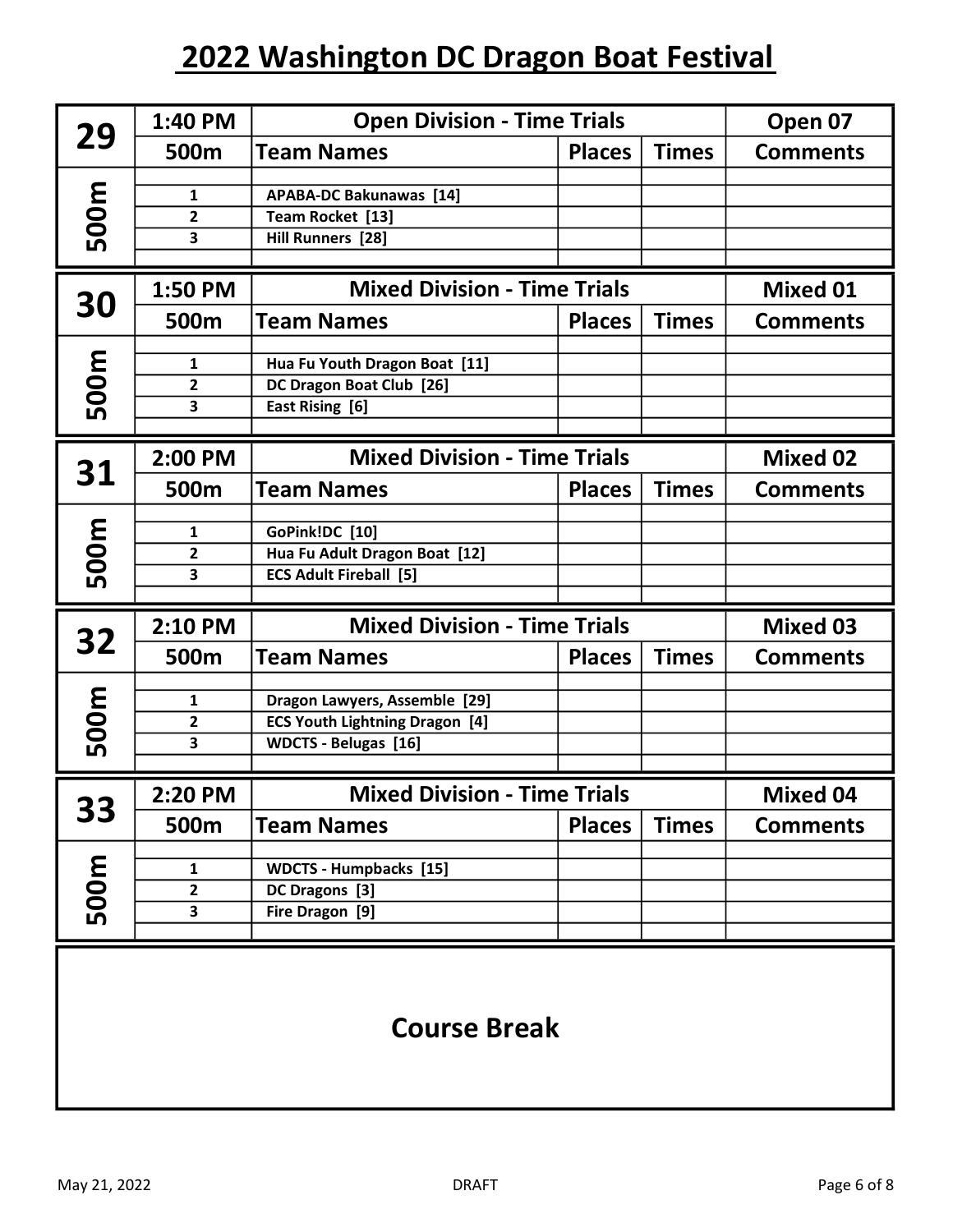# 2022 Washington DC Dragon Boat Festival

| 29 | 1:40 PM | Open Division - Time Trials | | | Open 07 |
|---|---|---|---|---|---|
| | 500m | Team Names | Places | Times | Comments |
| 500m | 1 | APABA-DC Bakunawas [14] | | | |
| | 2 | Team Rocket [13] | | | |
| | 3 | Hill Runners [28] | | | |

| 30 | 1:50 PM | Mixed Division - Time Trials | | | Mixed 01 |
|---|---|---|---|---|---|
| | 500m | Team Names | Places | Times | Comments |
| 500m | 1 | Hua Fu Youth Dragon Boat [11] | | | |
| | 2 | DC Dragon Boat Club [26] | | | |
| | 3 | East Rising [6] | | | |

| 31 | 2:00 PM | Mixed Division - Time Trials | | | Mixed 02 |
|---|---|---|---|---|---|
| | 500m | Team Names | Places | Times | Comments |
| 500m | 1 | GoPink!DC [10] | | | |
| | 2 | Hua Fu Adult Dragon Boat [12] | | | |
| | 3 | ECS Adult Fireball [5] | | | |

| 32 | 2:10 PM | Mixed Division - Time Trials | | | Mixed 03 |
|---|---|---|---|---|---|
| | 500m | Team Names | Places | Times | Comments |
| 500m | 1 | Dragon Lawyers, Assemble [29] | | | |
| | 2 | ECS Youth Lightning Dragon [4] | | | |
| | 3 | WDCTS - Belugas [16] | | | |

| 33 | 2:20 PM | Mixed Division - Time Trials | | | Mixed 04 |
|---|---|---|---|---|---|
| | 500m | Team Names | Places | Times | Comments |
| 500m | 1 | WDCTS - Humpbacks [15] | | | |
| | 2 | DC Dragons [3] | | | |
| | 3 | Fire Dragon [9] | | | |

**Course Break**

May 21, 2022 DRAFT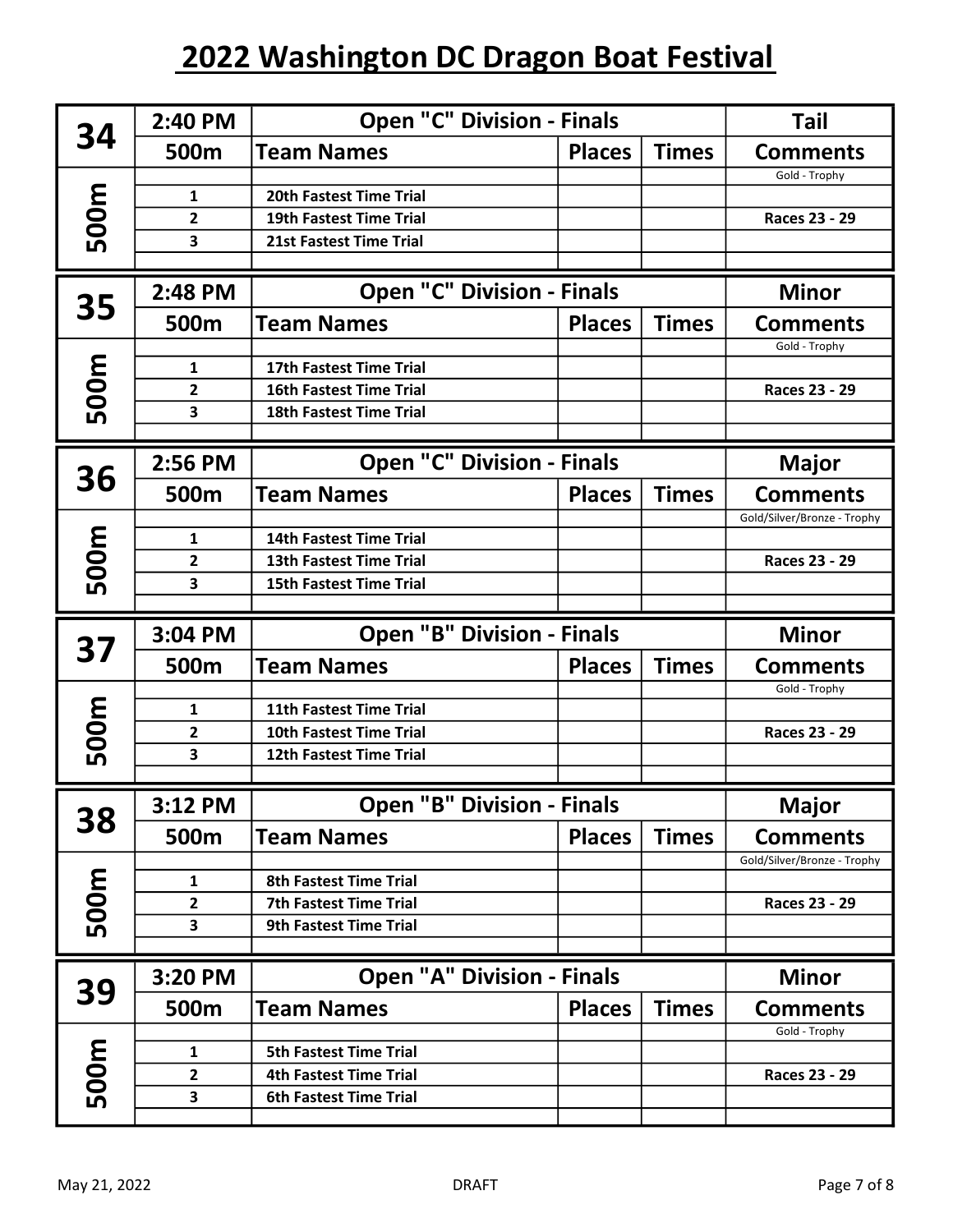# 2022 Washington DC Dragon Boat Festival

| 34 | 2:40 PM | Open "C" Division - Finals | | | Tail |
|---|---|---|---|---|---|
| | 500m | Team Names | Places | Times | Comments |
| 500m | | | | | Gold - Trophy |
| | 1 | 20th Fastest Time Trial | | | |
| | 2 | 19th Fastest Time Trial | | | Races 23 - 29 |
| | 3 | 21st Fastest Time Trial | | | |

| 35 | 2:48 PM | Open "C" Division - Finals | | | Minor |
|---|---|---|---|---|---|
| | 500m | Team Names | Places | Times | Comments |
| 500m | | | | | Gold - Trophy |
| | 1 | 17th Fastest Time Trial | | | |
| | 2 | 16th Fastest Time Trial | | | Races 23 - 29 |
| | 3 | 18th Fastest Time Trial | | | |

| 36 | 2:56 PM | Open "C" Division - Finals | | | Major |
|---|---|---|---|---|---|
| | 500m | Team Names | Places | Times | Comments |
| 500m | | | | | Gold/Silver/Bronze - Trophy |
| | 1 | 14th Fastest Time Trial | | | |
| | 2 | 13th Fastest Time Trial | | | Races 23 - 29 |
| | 3 | 15th Fastest Time Trial | | | |

| 37 | 3:04 PM | Open "B" Division - Finals | | | Minor |
|---|---|---|---|---|---|
| | 500m | Team Names | Places | Times | Comments |
| 500m | | | | | Gold - Trophy |
| | 1 | 11th Fastest Time Trial | | | |
| | 2 | 10th Fastest Time Trial | | | Races 23 - 29 |
| | 3 | 12th Fastest Time Trial | | | |

| 38 | 3:12 PM | Open "B" Division - Finals | | | Major |
|---|---|---|---|---|---|
| | 500m | Team Names | Places | Times | Comments |
| 500m | | | | | Gold/Silver/Bronze - Trophy |
| | 1 | 8th Fastest Time Trial | | | |
| | 2 | 7th Fastest Time Trial | | | Races 23 - 29 |
| | 3 | 9th Fastest Time Trial | | | |

| 39 | 3:20 PM | Open "A" Division - Finals | | | Minor |
|---|---|---|---|---|---|
| | 500m | Team Names | Places | Times | Comments |
| 500m | | | | | Gold - Trophy |
| | 1 | 5th Fastest Time Trial | | | |
| | 2 | 4th Fastest Time Trial | | | Races 23 - 29 |
| | 3 | 6th Fastest Time Trial | | | |

May 21, 2022 DRAFT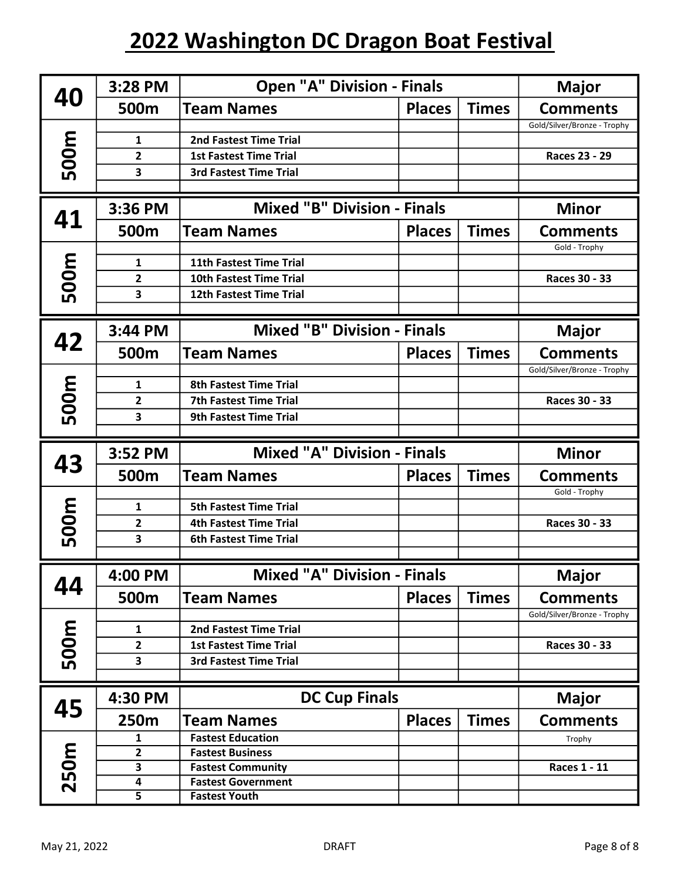# 2022 Washington DC Dragon Boat Festival

| 40 | 3:28 PM | Open "A" Division - Finals | | | Major |
|---|---|---|---|---|---|
| | 500m | Team Names | Places | Times | Comments |
| 500m | | | | | Gold/Silver/Bronze - Trophy |
| | 1 | 2nd Fastest Time Trial | | | |
| | 2 | 1st Fastest Time Trial | | | Races 23 - 29 |
| | 3 | 3rd Fastest Time Trial | | | |

| 41 | 3:36 PM | Mixed "B" Division - Finals | | | Minor |
|---|---|---|---|---|---|
| | 500m | Team Names | Places | Times | Comments |
| 500m | | | | | Gold - Trophy |
| | 1 | 11th Fastest Time Trial | | | |
| | 2 | 10th Fastest Time Trial | | | Races 30 - 33 |
| | 3 | 12th Fastest Time Trial | | | |

| 42 | 3:44 PM | Mixed "B" Division - Finals | | | Major |
|---|---|---|---|---|---|
| | 500m | Team Names | Places | Times | Comments |
| 500m | | | | | Gold/Silver/Bronze - Trophy |
| | 1 | 8th Fastest Time Trial | | | |
| | 2 | 7th Fastest Time Trial | | | Races 30 - 33 |
| | 3 | 9th Fastest Time Trial | | | |

| 43 | 3:52 PM | Mixed "A" Division - Finals | | | Minor |
|---|---|---|---|---|---|
| | 500m | Team Names | Places | Times | Comments |
| 500m | | | | | Gold - Trophy |
| | 1 | 5th Fastest Time Trial | | | |
| | 2 | 4th Fastest Time Trial | | | Races 30 - 33 |
| | 3 | 6th Fastest Time Trial | | | |

| 44 | 4:00 PM | Mixed "A" Division - Finals | | | Major |
|---|---|---|---|---|---|
| | 500m | Team Names | Places | Times | Comments |
| 500m | | | | | Gold/Silver/Bronze - Trophy |
| | 1 | 2nd Fastest Time Trial | | | |
| | 2 | 1st Fastest Time Trial | | | Races 30 - 33 |
| | 3 | 3rd Fastest Time Trial | | | |

| 45 | 4:30 PM | DC Cup Finals | | | Major |
|---|---|---|---|---|---|
| | 250m | Team Names | Places | Times | Comments |
| 250m | 1 | Fastest Education | | | Trophy |
| | 2 | Fastest Business | | | |
| | 3 | Fastest Community | | | Races 1 - 11 |
| | 4 | Fastest Government | | | |
| | 5 | Fastest Youth | | | |

May 21, 2022 DRAFT